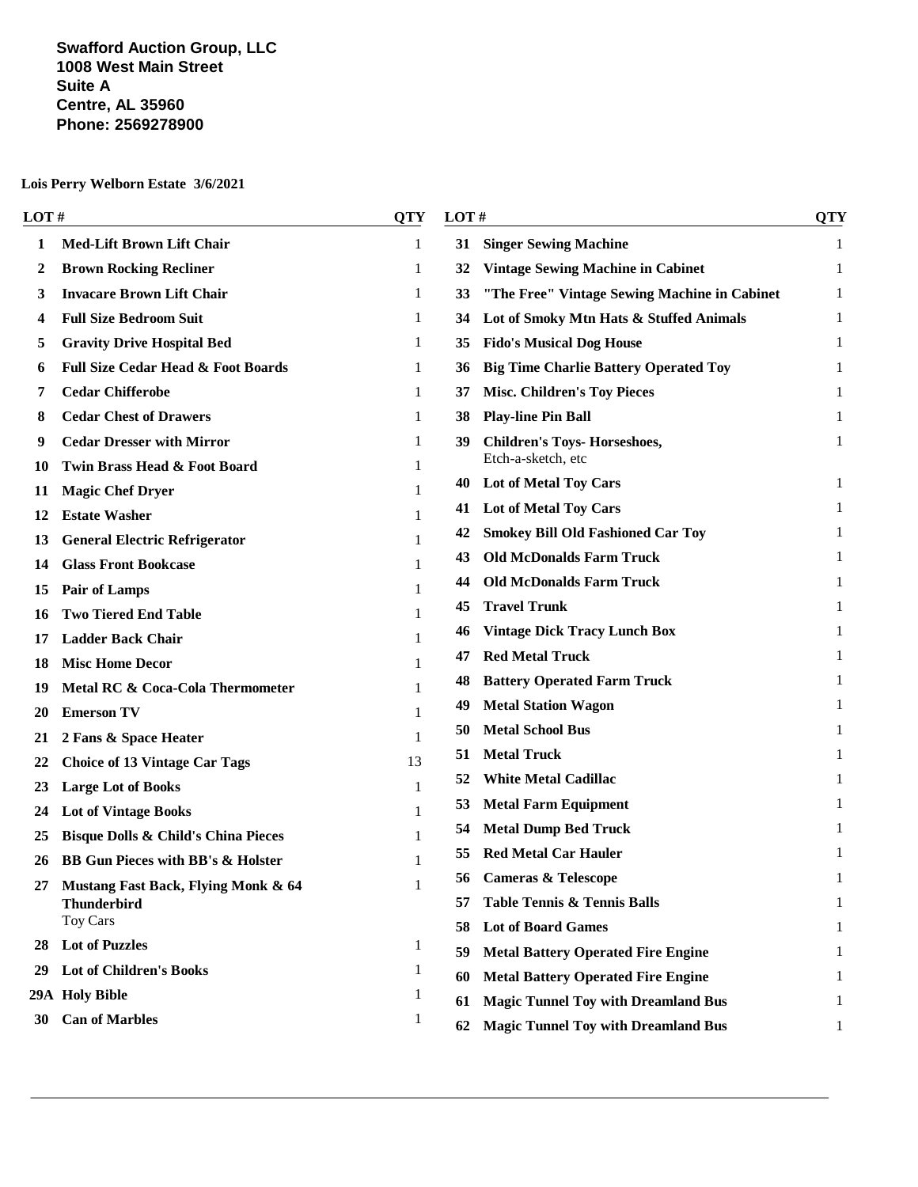**Swafford Auction Group, LLC**
**1008 West Main Street**
**Suite A**
**Centre, AL 35960**
**Phone: 2569278900**

**Lois Perry Welborn Estate 3/6/2021**

| LOT # | | QTY |
|---|---|---|
| 1 | **Med-Lift Brown Lift Chair** | 1 |
| 2 | **Brown Rocking Recliner** | 1 |
| 3 | **Invacare Brown Lift Chair** | 1 |
| 4 | **Full Size Bedroom Suit** | 1 |
| 5 | **Gravity Drive Hospital Bed** | 1 |
| 6 | **Full Size Cedar Head & Foot Boards** | 1 |
| 7 | **Cedar Chifferobe** | 1 |
| 8 | **Cedar Chest of Drawers** | 1 |
| 9 | **Cedar Dresser with Mirror** | 1 |
| 10 | **Twin Brass Head & Foot Board** | 1 |
| 11 | **Magic Chef Dryer** | 1 |
| 12 | **Estate Washer** | 1 |
| 13 | **General Electric Refrigerator** | 1 |
| 14 | **Glass Front Bookcase** | 1 |
| 15 | **Pair of Lamps** | 1 |
| 16 | **Two Tiered End Table** | 1 |
| 17 | **Ladder Back Chair** | 1 |
| 18 | **Misc Home Decor** | 1 |
| 19 | **Metal RC & Coca-Cola Thermometer** | 1 |
| 20 | **Emerson TV** | 1 |
| 21 | **2 Fans & Space Heater** | 1 |
| 22 | **Choice of 13 Vintage Car Tags** | 13 |
| 23 | **Large Lot of Books** | 1 |
| 24 | **Lot of Vintage Books** | 1 |
| 25 | **Bisque Dolls & Child's China Pieces** | 1 |
| 26 | **BB Gun Pieces with BB's & Holster** | 1 |
| 27 | **Mustang Fast Back, Flying Monk & 64 Thunderbird** Toy Cars | 1 |
| 28 | **Lot of Puzzles** | 1 |
| 29 | **Lot of Children's Books** | 1 |
| 29A | **Holy Bible** | 1 |
| 30 | **Can of Marbles** | 1 |
| 31 | **Singer Sewing Machine** | 1 |
| 32 | **Vintage Sewing Machine in Cabinet** | 1 |
| 33 | **"The Free" Vintage Sewing Machine in Cabinet** | 1 |
| 34 | **Lot of Smoky Mtn Hats & Stuffed Animals** | 1 |
| 35 | **Fido's Musical Dog House** | 1 |
| 36 | **Big Time Charlie Battery Operated Toy** | 1 |
| 37 | **Misc. Children's Toy Pieces** | 1 |
| 38 | **Play-line Pin Ball** | 1 |
| 39 | **Children's Toys- Horseshoes,** Etch-a-sketch, etc | 1 |
| 40 | **Lot of Metal Toy Cars** | 1 |
| 41 | **Lot of Metal Toy Cars** | 1 |
| 42 | **Smokey Bill Old Fashioned Car Toy** | 1 |
| 43 | **Old McDonalds Farm Truck** | 1 |
| 44 | **Old McDonalds Farm Truck** | 1 |
| 45 | **Travel Trunk** | 1 |
| 46 | **Vintage Dick Tracy Lunch Box** | 1 |
| 47 | **Red Metal Truck** | 1 |
| 48 | **Battery Operated Farm Truck** | 1 |
| 49 | **Metal Station Wagon** | 1 |
| 50 | **Metal School Bus** | 1 |
| 51 | **Metal Truck** | 1 |
| 52 | **White Metal Cadillac** | 1 |
| 53 | **Metal Farm Equipment** | 1 |
| 54 | **Metal Dump Bed Truck** | 1 |
| 55 | **Red Metal Car Hauler** | 1 |
| 56 | **Cameras & Telescope** | 1 |
| 57 | **Table Tennis & Tennis Balls** | 1 |
| 58 | **Lot of Board Games** | 1 |
| 59 | **Metal Battery Operated Fire Engine** | 1 |
| 60 | **Metal Battery Operated Fire Engine** | 1 |
| 61 | **Magic Tunnel Toy with Dreamland Bus** | 1 |
| 62 | **Magic Tunnel Toy with Dreamland Bus** | 1 |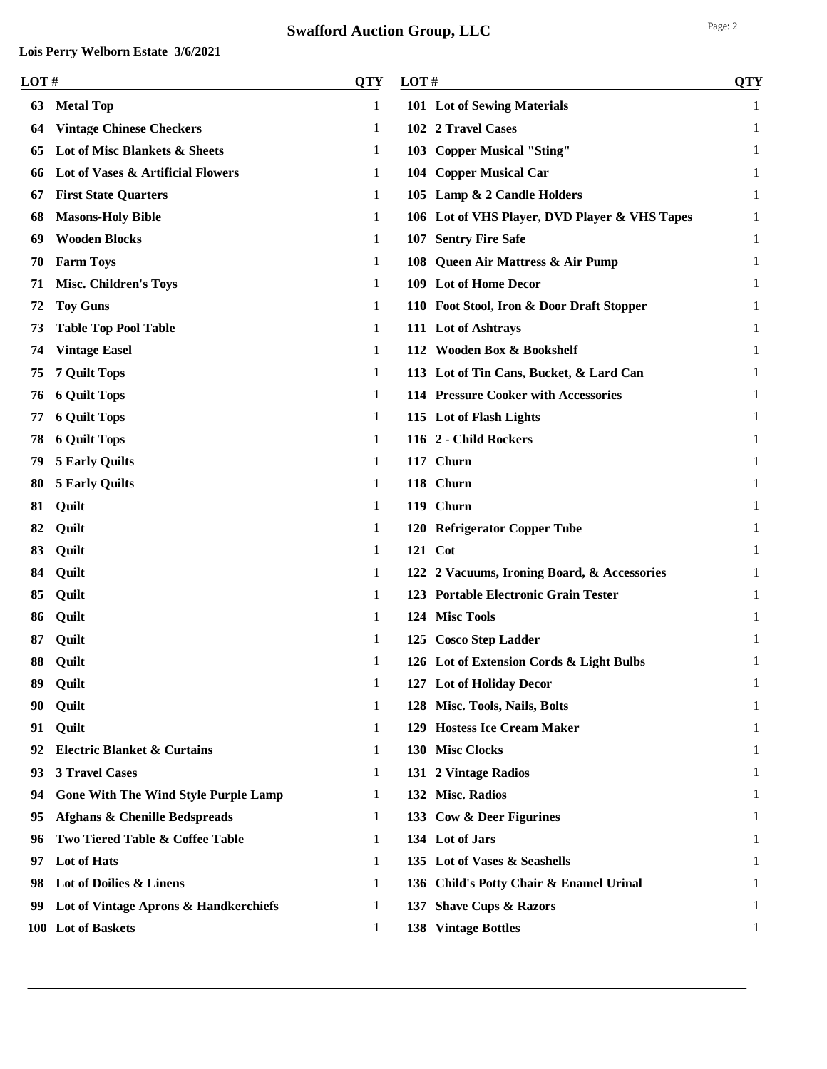# Swafford Auction Group, LLC

**Lois Perry Welborn Estate 3/6/2021**

| LOT # | | QTY |
|---|---|---|
| 63 | Metal Top | 1 |
| 64 | Vintage Chinese Checkers | 1 |
| 65 | Lot of Misc Blankets & Sheets | 1 |
| 66 | Lot of Vases & Artificial Flowers | 1 |
| 67 | First State Quarters | 1 |
| 68 | Masons-Holy Bible | 1 |
| 69 | Wooden Blocks | 1 |
| 70 | Farm Toys | 1 |
| 71 | Misc. Children's Toys | 1 |
| 72 | Toy Guns | 1 |
| 73 | Table Top Pool Table | 1 |
| 74 | Vintage Easel | 1 |
| 75 | 7 Quilt Tops | 1 |
| 76 | 6 Quilt Tops | 1 |
| 77 | 6 Quilt Tops | 1 |
| 78 | 6 Quilt Tops | 1 |
| 79 | 5 Early Quilts | 1 |
| 80 | 5 Early Quilts | 1 |
| 81 | Quilt | 1 |
| 82 | Quilt | 1 |
| 83 | Quilt | 1 |
| 84 | Quilt | 1 |
| 85 | Quilt | 1 |
| 86 | Quilt | 1 |
| 87 | Quilt | 1 |
| 88 | Quilt | 1 |
| 89 | Quilt | 1 |
| 90 | Quilt | 1 |
| 91 | Quilt | 1 |
| 92 | Electric Blanket & Curtains | 1 |
| 93 | 3 Travel Cases | 1 |
| 94 | Gone With The Wind Style Purple Lamp | 1 |
| 95 | Afghans & Chenille Bedspreads | 1 |
| 96 | Two Tiered Table & Coffee Table | 1 |
| 97 | Lot of Hats | 1 |
| 98 | Lot of Doilies & Linens | 1 |
| 99 | Lot of Vintage Aprons & Handkerchiefs | 1 |
| 100 | Lot of Baskets | 1 |
| 101 | Lot of Sewing Materials | 1 |
| 102 | 2 Travel Cases | 1 |
| 103 | Copper Musical "Sting" | 1 |
| 104 | Copper Musical Car | 1 |
| 105 | Lamp & 2 Candle Holders | 1 |
| 106 | Lot of VHS Player, DVD Player & VHS Tapes | 1 |
| 107 | Sentry Fire Safe | 1 |
| 108 | Queen Air Mattress & Air Pump | 1 |
| 109 | Lot of Home Decor | 1 |
| 110 | Foot Stool, Iron & Door Draft Stopper | 1 |
| 111 | Lot of Ashtrays | 1 |
| 112 | Wooden Box & Bookshelf | 1 |
| 113 | Lot of Tin Cans, Bucket, & Lard Can | 1 |
| 114 | Pressure Cooker with Accessories | 1 |
| 115 | Lot of Flash Lights | 1 |
| 116 | 2 - Child Rockers | 1 |
| 117 | Churn | 1 |
| 118 | Churn | 1 |
| 119 | Churn | 1 |
| 120 | Refrigerator Copper Tube | 1 |
| 121 | Cot | 1 |
| 122 | 2 Vacuums, Ironing Board, & Accessories | 1 |
| 123 | Portable Electronic Grain Tester | 1 |
| 124 | Misc Tools | 1 |
| 125 | Cosco Step Ladder | 1 |
| 126 | Lot of Extension Cords & Light Bulbs | 1 |
| 127 | Lot of Holiday Decor | 1 |
| 128 | Misc. Tools, Nails, Bolts | 1 |
| 129 | Hostess Ice Cream Maker | 1 |
| 130 | Misc Clocks | 1 |
| 131 | 2 Vintage Radios | 1 |
| 132 | Misc. Radios | 1 |
| 133 | Cow & Deer Figurines | 1 |
| 134 | Lot of Jars | 1 |
| 135 | Lot of Vases & Seashells | 1 |
| 136 | Child's Potty Chair & Enamel Urinal | 1 |
| 137 | Shave Cups & Razors | 1 |
| 138 | Vintage Bottles | 1 |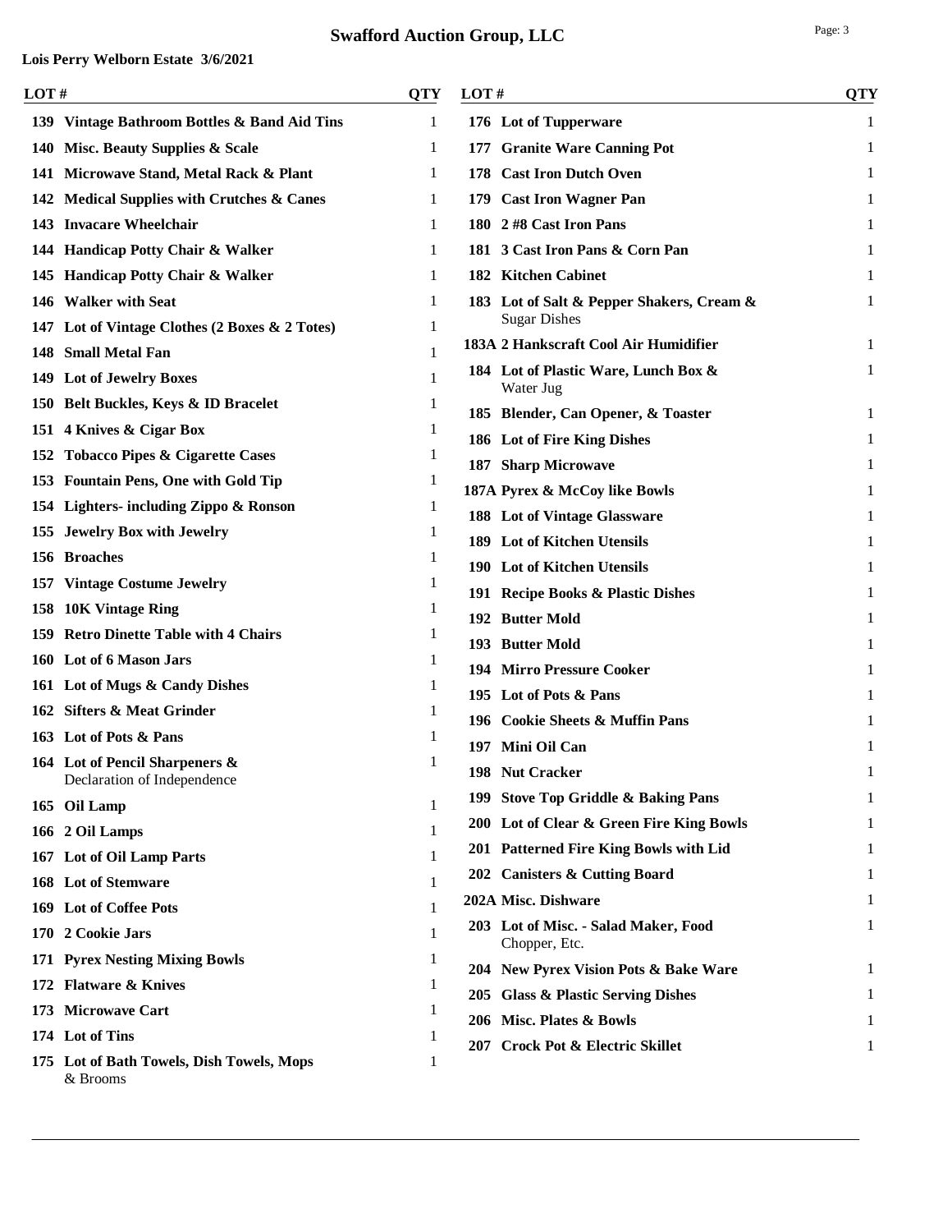# Swafford Auction Group, LLC

**Lois Perry Welborn Estate 3/6/2021**

| LOT # | | QTY |
|---|---|---|
| 139 | Vintage Bathroom Bottles & Band Aid Tins | 1 |
| 140 | Misc. Beauty Supplies & Scale | 1 |
| 141 | Microwave Stand, Metal Rack & Plant | 1 |
| 142 | Medical Supplies with Crutches & Canes | 1 |
| 143 | Invacare Wheelchair | 1 |
| 144 | Handicap Potty Chair & Walker | 1 |
| 145 | Handicap Potty Chair & Walker | 1 |
| 146 | Walker with Seat | 1 |
| 147 | Lot of Vintage Clothes (2 Boxes & 2 Totes) | 1 |
| 148 | Small Metal Fan | 1 |
| 149 | Lot of Jewelry Boxes | 1 |
| 150 | Belt Buckles, Keys & ID Bracelet | 1 |
| 151 | 4 Knives & Cigar Box | 1 |
| 152 | Tobacco Pipes & Cigarette Cases | 1 |
| 153 | Fountain Pens, One with Gold Tip | 1 |
| 154 | Lighters- including Zippo & Ronson | 1 |
| 155 | Jewelry Box with Jewelry | 1 |
| 156 | Broaches | 1 |
| 157 | Vintage Costume Jewelry | 1 |
| 158 | 10K Vintage Ring | 1 |
| 159 | Retro Dinette Table with 4 Chairs | 1 |
| 160 | Lot of 6 Mason Jars | 1 |
| 161 | Lot of Mugs & Candy Dishes | 1 |
| 162 | Sifters & Meat Grinder | 1 |
| 163 | Lot of Pots & Pans | 1 |
| 164 | Lot of Pencil Sharpeners & Declaration of Independence | 1 |
| 165 | Oil Lamp | 1 |
| 166 | 2 Oil Lamps | 1 |
| 167 | Lot of Oil Lamp Parts | 1 |
| 168 | Lot of Stemware | 1 |
| 169 | Lot of Coffee Pots | 1 |
| 170 | 2 Cookie Jars | 1 |
| 171 | Pyrex Nesting Mixing Bowls | 1 |
| 172 | Flatware & Knives | 1 |
| 173 | Microwave Cart | 1 |
| 174 | Lot of Tins | 1 |
| 175 | Lot of Bath Towels, Dish Towels, Mops & Brooms | 1 |
| 176 | Lot of Tupperware | 1 |
| 177 | Granite Ware Canning Pot | 1 |
| 178 | Cast Iron Dutch Oven | 1 |
| 179 | Cast Iron Wagner Pan | 1 |
| 180 | 2 #8 Cast Iron Pans | 1 |
| 181 | 3 Cast Iron Pans & Corn Pan | 1 |
| 182 | Kitchen Cabinet | 1 |
| 183 | Lot of Salt & Pepper Shakers, Cream & Sugar Dishes | 1 |
| 183A | 2 Hankscraft Cool Air Humidifier | 1 |
| 184 | Lot of Plastic Ware, Lunch Box & Water Jug | 1 |
| 185 | Blender, Can Opener, & Toaster | 1 |
| 186 | Lot of Fire King Dishes | 1 |
| 187 | Sharp Microwave | 1 |
| 187A | Pyrex & McCoy like Bowls | 1 |
| 188 | Lot of Vintage Glassware | 1 |
| 189 | Lot of Kitchen Utensils | 1 |
| 190 | Lot of Kitchen Utensils | 1 |
| 191 | Recipe Books & Plastic Dishes | 1 |
| 192 | Butter Mold | 1 |
| 193 | Butter Mold | 1 |
| 194 | Mirro Pressure Cooker | 1 |
| 195 | Lot of Pots & Pans | 1 |
| 196 | Cookie Sheets & Muffin Pans | 1 |
| 197 | Mini Oil Can | 1 |
| 198 | Nut Cracker | 1 |
| 199 | Stove Top Griddle & Baking Pans | 1 |
| 200 | Lot of Clear & Green Fire King Bowls | 1 |
| 201 | Patterned Fire King Bowls with Lid | 1 |
| 202 | Canisters & Cutting Board | 1 |
| 202A | Misc. Dishware | 1 |
| 203 | Lot of Misc. - Salad Maker, Food Chopper, Etc. | 1 |
| 204 | New Pyrex Vision Pots & Bake Ware | 1 |
| 205 | Glass & Plastic Serving Dishes | 1 |
| 206 | Misc. Plates & Bowls | 1 |
| 207 | Crock Pot & Electric Skillet | 1 |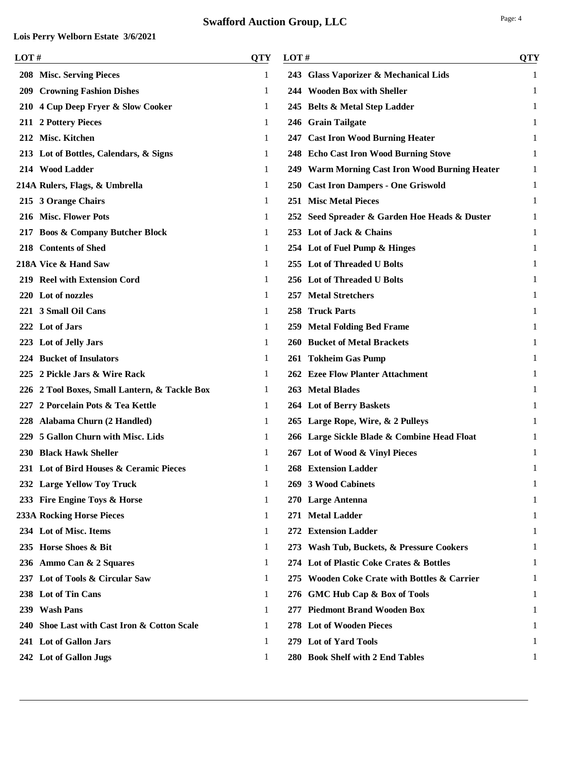# Swafford Auction Group, LLC

**Lois Perry Welborn Estate 3/6/2021**

| LOT # | | QTY |
|---|---|---|
| 208 | Misc. Serving Pieces | 1 |
| 209 | Crowning Fashion Dishes | 1 |
| 210 | 4 Cup Deep Fryer & Slow Cooker | 1 |
| 211 | 2 Pottery Pieces | 1 |
| 212 | Misc. Kitchen | 1 |
| 213 | Lot of Bottles, Calendars, & Signs | 1 |
| 214 | Wood Ladder | 1 |
| 214A | Rulers, Flags, & Umbrella | 1 |
| 215 | 3 Orange Chairs | 1 |
| 216 | Misc. Flower Pots | 1 |
| 217 | Boos & Company Butcher Block | 1 |
| 218 | Contents of Shed | 1 |
| 218A | Vice & Hand Saw | 1 |
| 219 | Reel with Extension Cord | 1 |
| 220 | Lot of nozzles | 1 |
| 221 | 3 Small Oil Cans | 1 |
| 222 | Lot of Jars | 1 |
| 223 | Lot of Jelly Jars | 1 |
| 224 | Bucket of Insulators | 1 |
| 225 | 2 Pickle Jars & Wire Rack | 1 |
| 226 | 2 Tool Boxes, Small Lantern, & Tackle Box | 1 |
| 227 | 2 Porcelain Pots & Tea Kettle | 1 |
| 228 | Alabama Churn (2 Handled) | 1 |
| 229 | 5 Gallon Churn with Misc. Lids | 1 |
| 230 | Black Hawk Sheller | 1 |
| 231 | Lot of Bird Houses & Ceramic Pieces | 1 |
| 232 | Large Yellow Toy Truck | 1 |
| 233 | Fire Engine Toys & Horse | 1 |
| 233A | Rocking Horse Pieces | 1 |
| 234 | Lot of Misc. Items | 1 |
| 235 | Horse Shoes & Bit | 1 |
| 236 | Ammo Can & 2 Squares | 1 |
| 237 | Lot of Tools & Circular Saw | 1 |
| 238 | Lot of Tin Cans | 1 |
| 239 | Wash Pans | 1 |
| 240 | Shoe Last with Cast Iron & Cotton Scale | 1 |
| 241 | Lot of Gallon Jars | 1 |
| 242 | Lot of Gallon Jugs | 1 |
| 243 | Glass Vaporizer & Mechanical Lids | 1 |
| 244 | Wooden Box with Sheller | 1 |
| 245 | Belts & Metal Step Ladder | 1 |
| 246 | Grain Tailgate | 1 |
| 247 | Cast Iron Wood Burning Heater | 1 |
| 248 | Echo Cast Iron Wood Burning Stove | 1 |
| 249 | Warm Morning Cast Iron Wood Burning Heater | 1 |
| 250 | Cast Iron Dampers - One Griswold | 1 |
| 251 | Misc Metal Pieces | 1 |
| 252 | Seed Spreader & Garden Hoe Heads & Duster | 1 |
| 253 | Lot of Jack & Chains | 1 |
| 254 | Lot of Fuel Pump & Hinges | 1 |
| 255 | Lot of Threaded U Bolts | 1 |
| 256 | Lot of Threaded U Bolts | 1 |
| 257 | Metal Stretchers | 1 |
| 258 | Truck Parts | 1 |
| 259 | Metal Folding Bed Frame | 1 |
| 260 | Bucket of Metal Brackets | 1 |
| 261 | Tokheim Gas Pump | 1 |
| 262 | Ezee Flow Planter Attachment | 1 |
| 263 | Metal Blades | 1 |
| 264 | Lot of Berry Baskets | 1 |
| 265 | Large Rope, Wire, & 2 Pulleys | 1 |
| 266 | Large Sickle Blade & Combine Head Float | 1 |
| 267 | Lot of Wood & Vinyl Pieces | 1 |
| 268 | Extension Ladder | 1 |
| 269 | 3 Wood Cabinets | 1 |
| 270 | Large Antenna | 1 |
| 271 | Metal Ladder | 1 |
| 272 | Extension Ladder | 1 |
| 273 | Wash Tub, Buckets, & Pressure Cookers | 1 |
| 274 | Lot of Plastic Coke Crates & Bottles | 1 |
| 275 | Wooden Coke Crate with Bottles & Carrier | 1 |
| 276 | GMC Hub Cap & Box of Tools | 1 |
| 277 | Piedmont Brand Wooden Box | 1 |
| 278 | Lot of Wooden Pieces | 1 |
| 279 | Lot of Yard Tools | 1 |
| 280 | Book Shelf with 2 End Tables | 1 |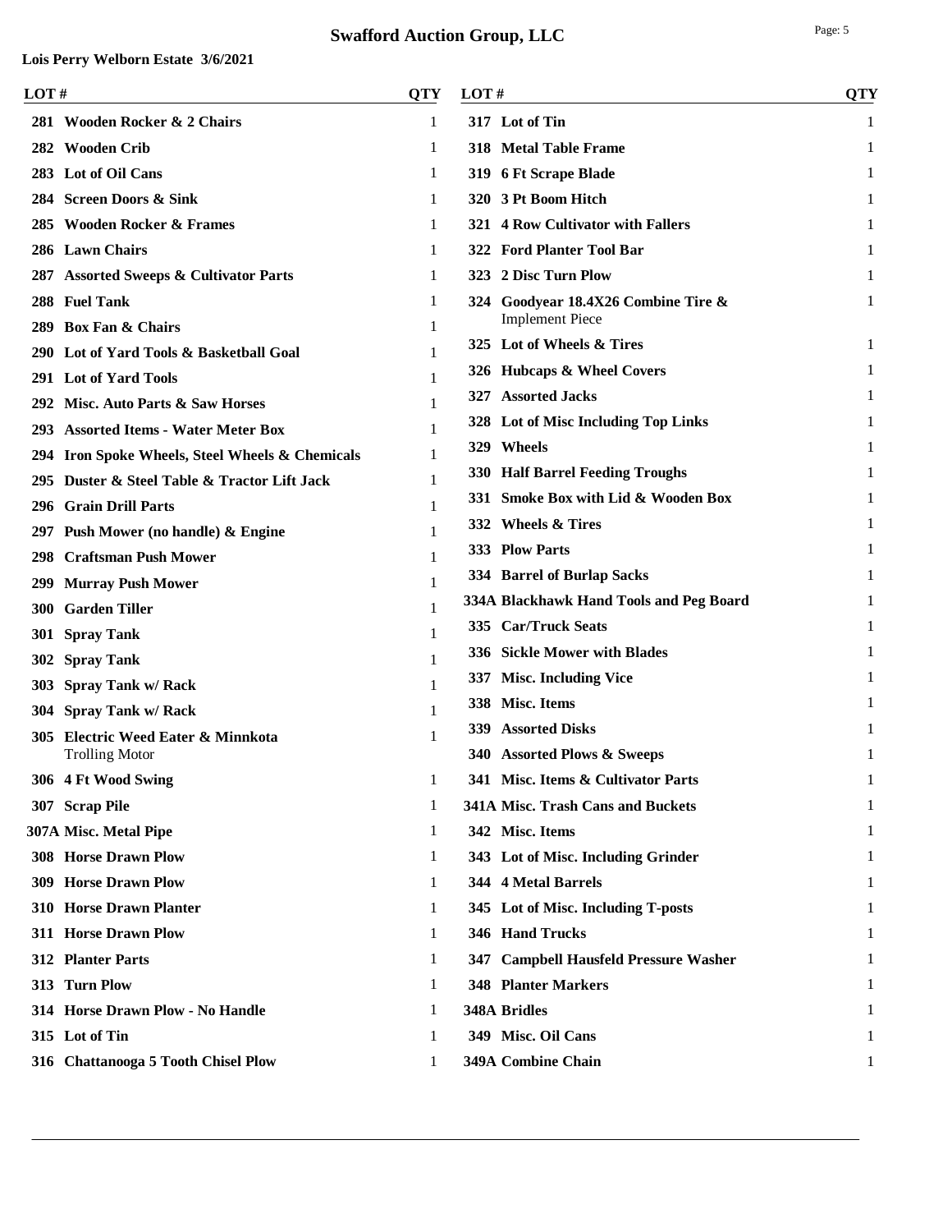**Swafford Auction Group, LLC**

**Lois Perry Welborn Estate 3/6/2021**

| LOT # | | QTY |
|---|---|---|
| 281 | Wooden Rocker & 2 Chairs | 1 |
| 282 | Wooden Crib | 1 |
| 283 | Lot of Oil Cans | 1 |
| 284 | Screen Doors & Sink | 1 |
| 285 | Wooden Rocker & Frames | 1 |
| 286 | Lawn Chairs | 1 |
| 287 | Assorted Sweeps & Cultivator Parts | 1 |
| 288 | Fuel Tank | 1 |
| 289 | Box Fan & Chairs | 1 |
| 290 | Lot of Yard Tools & Basketball Goal | 1 |
| 291 | Lot of Yard Tools | 1 |
| 292 | Misc. Auto Parts & Saw Horses | 1 |
| 293 | Assorted Items - Water Meter Box | 1 |
| 294 | Iron Spoke Wheels, Steel Wheels & Chemicals | 1 |
| 295 | Duster & Steel Table & Tractor Lift Jack | 1 |
| 296 | Grain Drill Parts | 1 |
| 297 | Push Mower (no handle) & Engine | 1 |
| 298 | Craftsman Push Mower | 1 |
| 299 | Murray Push Mower | 1 |
| 300 | Garden Tiller | 1 |
| 301 | Spray Tank | 1 |
| 302 | Spray Tank | 1 |
| 303 | Spray Tank w/ Rack | 1 |
| 304 | Spray Tank w/ Rack | 1 |
| 305 | Electric Weed Eater & Minnkota Trolling Motor | 1 |
| 306 | 4 Ft Wood Swing | 1 |
| 307 | Scrap Pile | 1 |
| 307A | Misc. Metal Pipe | 1 |
| 308 | Horse Drawn Plow | 1 |
| 309 | Horse Drawn Plow | 1 |
| 310 | Horse Drawn Planter | 1 |
| 311 | Horse Drawn Plow | 1 |
| 312 | Planter Parts | 1 |
| 313 | Turn Plow | 1 |
| 314 | Horse Drawn Plow - No Handle | 1 |
| 315 | Lot of Tin | 1 |
| 316 | Chattanooga 5 Tooth Chisel Plow | 1 |
| 317 | Lot of Tin | 1 |
| 318 | Metal Table Frame | 1 |
| 319 | 6 Ft Scrape Blade | 1 |
| 320 | 3 Pt Boom Hitch | 1 |
| 321 | 4 Row Cultivator with Fallers | 1 |
| 322 | Ford Planter Tool Bar | 1 |
| 323 | 2 Disc Turn Plow | 1 |
| 324 | Goodyear 18.4X26 Combine Tire & Implement Piece | 1 |
| 325 | Lot of Wheels & Tires | 1 |
| 326 | Hubcaps & Wheel Covers | 1 |
| 327 | Assorted Jacks | 1 |
| 328 | Lot of Misc Including Top Links | 1 |
| 329 | Wheels | 1 |
| 330 | Half Barrel Feeding Troughs | 1 |
| 331 | Smoke Box with Lid & Wooden Box | 1 |
| 332 | Wheels & Tires | 1 |
| 333 | Plow Parts | 1 |
| 334 | Barrel of Burlap Sacks | 1 |
| 334A | Blackhawk Hand Tools and Peg Board | 1 |
| 335 | Car/Truck Seats | 1 |
| 336 | Sickle Mower with Blades | 1 |
| 337 | Misc. Including Vice | 1 |
| 338 | Misc. Items | 1 |
| 339 | Assorted Disks | 1 |
| 340 | Assorted Plows & Sweeps | 1 |
| 341 | Misc. Items & Cultivator Parts | 1 |
| 341A | Misc. Trash Cans and Buckets | 1 |
| 342 | Misc. Items | 1 |
| 343 | Lot of Misc. Including Grinder | 1 |
| 344 | 4 Metal Barrels | 1 |
| 345 | Lot of Misc. Including T-posts | 1 |
| 346 | Hand Trucks | 1 |
| 347 | Campbell Hausfeld Pressure Washer | 1 |
| 348 | Planter Markers | 1 |
| 348A | Bridles | 1 |
| 349 | Misc. Oil Cans | 1 |
| 349A | Combine Chain | 1 |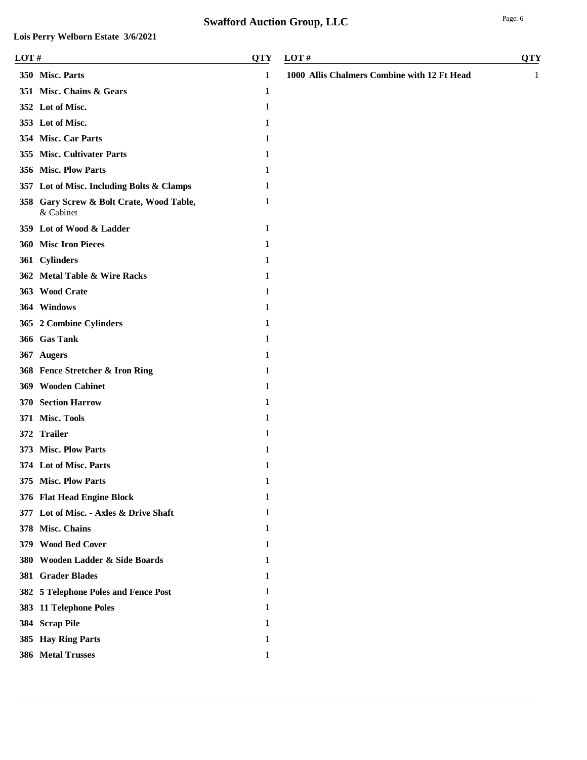## Swafford Auction Group, LLC

**Lois Perry Welborn Estate 3/6/2021**

| LOT # | | QTY |
|---|---|---|
| 350 | Misc. Parts | 1 |
| 351 | Misc. Chains & Gears | 1 |
| 352 | Lot of Misc. | 1 |
| 353 | Lot of Misc. | 1 |
| 354 | Misc. Car Parts | 1 |
| 355 | Misc. Cultivater Parts | 1 |
| 356 | Misc. Plow Parts | 1 |
| 357 | Lot of Misc. Including Bolts & Clamps | 1 |
| 358 | Gary Screw & Bolt Crate, Wood Table, & Cabinet | 1 |
| 359 | Lot of Wood & Ladder | 1 |
| 360 | Misc Iron Pieces | 1 |
| 361 | Cylinders | 1 |
| 362 | Metal Table & Wire Racks | 1 |
| 363 | Wood Crate | 1 |
| 364 | Windows | 1 |
| 365 | 2 Combine Cylinders | 1 |
| 366 | Gas Tank | 1 |
| 367 | Augers | 1 |
| 368 | Fence Stretcher & Iron Ring | 1 |
| 369 | Wooden Cabinet | 1 |
| 370 | Section Harrow | 1 |
| 371 | Misc. Tools | 1 |
| 372 | Trailer | 1 |
| 373 | Misc. Plow Parts | 1 |
| 374 | Lot of Misc. Parts | 1 |
| 375 | Misc. Plow Parts | 1 |
| 376 | Flat Head Engine Block | 1 |
| 377 | Lot of Misc. - Axles & Drive Shaft | 1 |
| 378 | Misc. Chains | 1 |
| 379 | Wood Bed Cover | 1 |
| 380 | Wooden Ladder & Side Boards | 1 |
| 381 | Grader Blades | 1 |
| 382 | 5 Telephone Poles and Fence Post | 1 |
| 383 | 11 Telephone Poles | 1 |
| 384 | Scrap Pile | 1 |
| 385 | Hay Ring Parts | 1 |
| 386 | Metal Trusses | 1 |
| 1000 | Allis Chalmers Combine with 12 Ft Head | 1 |